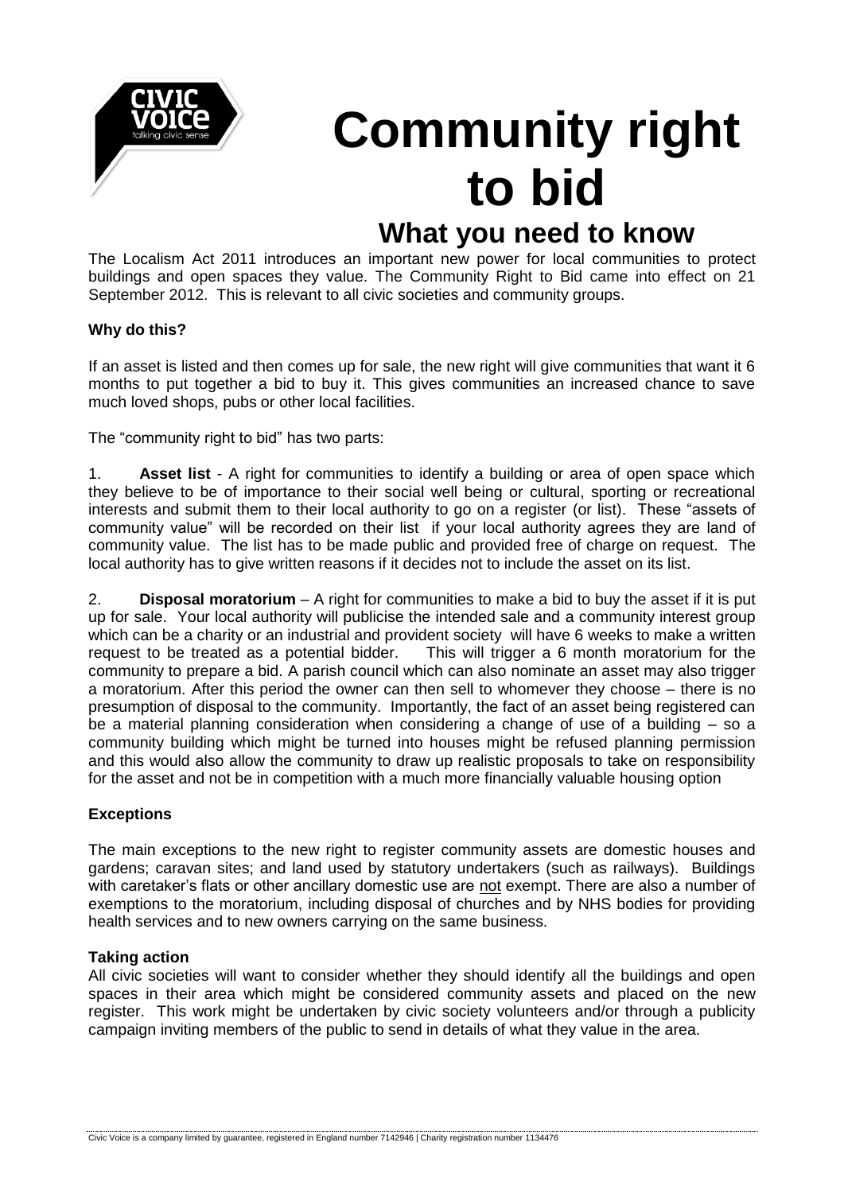# Community right to bid

## What you need to know

The Localism Act 2011 introduces an important new power for local communities to protect buildings and open spaces they value. The Community Right to Bid came into effect on 21 September 2012. This is relevant to all civic societies and community groups.

### Why do this?

If an asset is listed and then comes up for sale, the new right will give communities that want it 6 months to put together a bid to buy it. This gives communities an increased chance to save much loved shops, pubs or other local facilities.

The "community right to bid" has two parts:

1. **Asset list** - A right for communities to identify a building or area of open space which they believe to be of importance to their social well being or cultural, sporting or recreational interests and submit them to their local authority to go on a register (or list). These "assets of community value" will be recorded on their list if your local authority agrees they are land of community value. The list has to be made public and provided free of charge on request. The local authority has to give written reasons if it decides not to include the asset on its list.

2. **Disposal moratorium** – A right for communities to make a bid to buy the asset if it is put up for sale. Your local authority will publicise the intended sale and a community interest group which can be a charity or an industrial and provident society will have 6 weeks to make a written request to be treated as a potential bidder. This will trigger a 6 month moratorium for the community to prepare a bid. A parish council which can also nominate an asset may also trigger a moratorium. After this period the owner can then sell to whomever they choose – there is no presumption of disposal to the community. Importantly, the fact of an asset being registered can be a material planning consideration when considering a change of use of a building – so a community building which might be turned into houses might be refused planning permission and this would also allow the community to draw up realistic proposals to take on responsibility for the asset and not be in competition with a much more financially valuable housing option

### Exceptions

The main exceptions to the new right to register community assets are domestic houses and gardens; caravan sites; and land used by statutory undertakers (such as railways). Buildings with caretaker's flats or other ancillary domestic use are <u>not</u> exempt. There are also a number of exemptions to the moratorium, including disposal of churches and by NHS bodies for providing health services and to new owners carrying on the same business.

### Taking action

All civic societies will want to consider whether they should identify all the buildings and open spaces in their area which might be considered community assets and placed on the new register. This work might be undertaken by civic society volunteers and/or through a publicity campaign inviting members of the public to send in details of what they value in the area.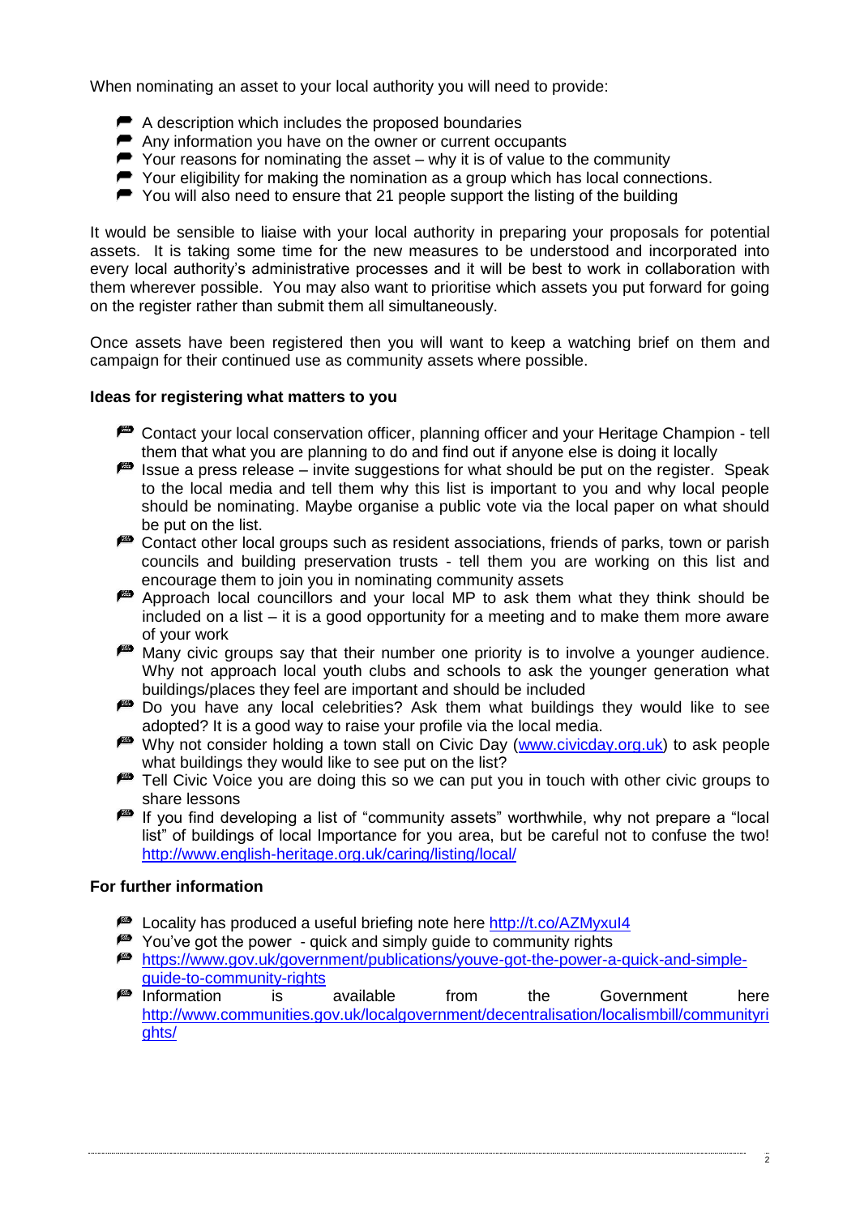When nominating an asset to your local authority you will need to provide:

- A description which includes the proposed boundaries
- Any information you have on the owner or current occupants
- Your reasons for nominating the asset – why it is of value to the community
- Your eligibility for making the nomination as a group which has local connections.
- You will also need to ensure that 21 people support the listing of the building

It would be sensible to liaise with your local authority in preparing your proposals for potential assets. It is taking some time for the new measures to be understood and incorporated into every local authority's administrative processes and it will be best to work in collaboration with them wherever possible. You may also want to prioritise which assets you put forward for going on the register rather than submit them all simultaneously.

Once assets have been registered then you will want to keep a watching brief on them and campaign for their continued use as community assets where possible.

**Ideas for registering what matters to you**

- Contact your local conservation officer, planning officer and your Heritage Champion - tell them that what you are planning to do and find out if anyone else is doing it locally
- Issue a press release – invite suggestions for what should be put on the register. Speak to the local media and tell them why this list is important to you and why local people should be nominating. Maybe organise a public vote via the local paper on what should be put on the list.
- Contact other local groups such as resident associations, friends of parks, town or parish councils and building preservation trusts - tell them you are working on this list and encourage them to join you in nominating community assets
- Approach local councillors and your local MP to ask them what they think should be included on a list – it is a good opportunity for a meeting and to make them more aware of your work
- Many civic groups say that their number one priority is to involve a younger audience. Why not approach local youth clubs and schools to ask the younger generation what buildings/places they feel are important and should be included
- Do you have any local celebrities? Ask them what buildings they would like to see adopted? It is a good way to raise your profile via the local media.
- Why not consider holding a town stall on Civic Day (www.civicday.org.uk) to ask people what buildings they would like to see put on the list?
- Tell Civic Voice you are doing this so we can put you in touch with other civic groups to share lessons
- If you find developing a list of "community assets" worthwhile, why not prepare a "local list" of buildings of local Importance for you area, but be careful not to confuse the two! http://www.english-heritage.org.uk/caring/listing/local/

**For further information**

- Locality has produced a useful briefing note here http://t.co/AZMyxuI4
- You've got the power - quick and simply guide to community rights
- https://www.gov.uk/government/publications/youve-got-the-power-a-quick-and-simple-guide-to-community-rights
- Information is available from the Government here http://www.communities.gov.uk/localgovernment/decentralisation/localismbill/communityrights/